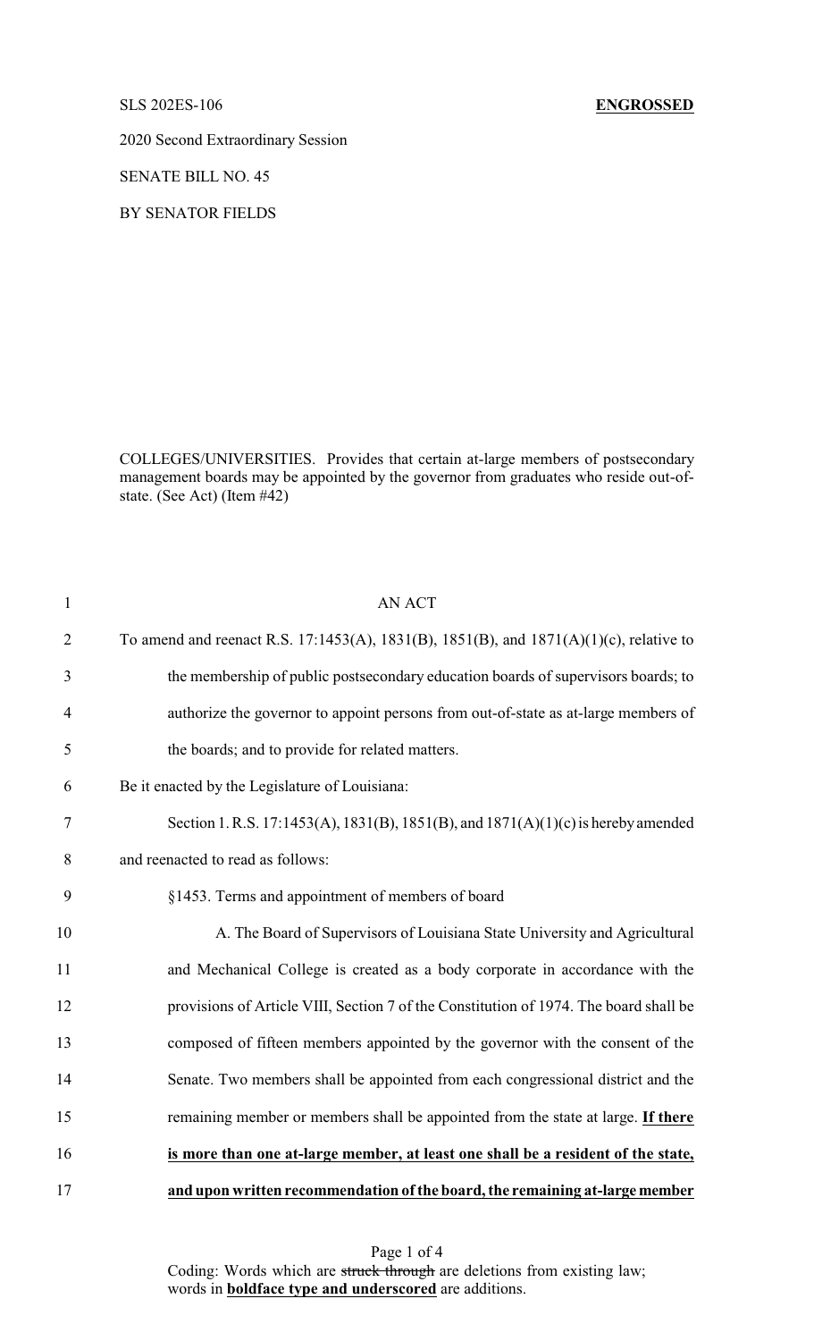SLS 202ES-106 **ENGROSSED**

2020 Second Extraordinary Session

SENATE BILL NO. 45

BY SENATOR FIELDS

COLLEGES/UNIVERSITIES. Provides that certain at-large members of postsecondary management boards may be appointed by the governor from graduates who reside out-of-state. (See Act) (Item #42)

1 AN ACT

2 To amend and reenact R.S. 17:1453(A), 1831(B), 1851(B), and 1871(A)(1)(c), relative to

3 the membership of public postsecondary education boards of supervisors boards; to

4 authorize the governor to appoint persons from out-of-state as at-large members of

5 the boards; and to provide for related matters.

6 Be it enacted by the Legislature of Louisiana:

7 Section 1. R.S. 17:1453(A), 1831(B), 1851(B), and 1871(A)(1)(c) is hereby amended

8 and reenacted to read as follows:

9 §1453. Terms and appointment of members of board

10 A. The Board of Supervisors of Louisiana State University and Agricultural

11 and Mechanical College is created as a body corporate in accordance with the

12 provisions of Article VIII, Section 7 of the Constitution of 1974. The board shall be

13 composed of fifteen members appointed by the governor with the consent of the

14 Senate. Two members shall be appointed from each congressional district and the

15 remaining member or members shall be appointed from the state at large. **<u>If there</u>**

16 **<u>is more than one at-large member, at least one shall be a resident of the state,</u>**

17 **<u>and upon written recommendation of the board, the remaining at-large member</u>**

Coding: Words which are ~~struck through~~ are deletions from existing law; words in **<u>boldface type and underscored</u>** are additions.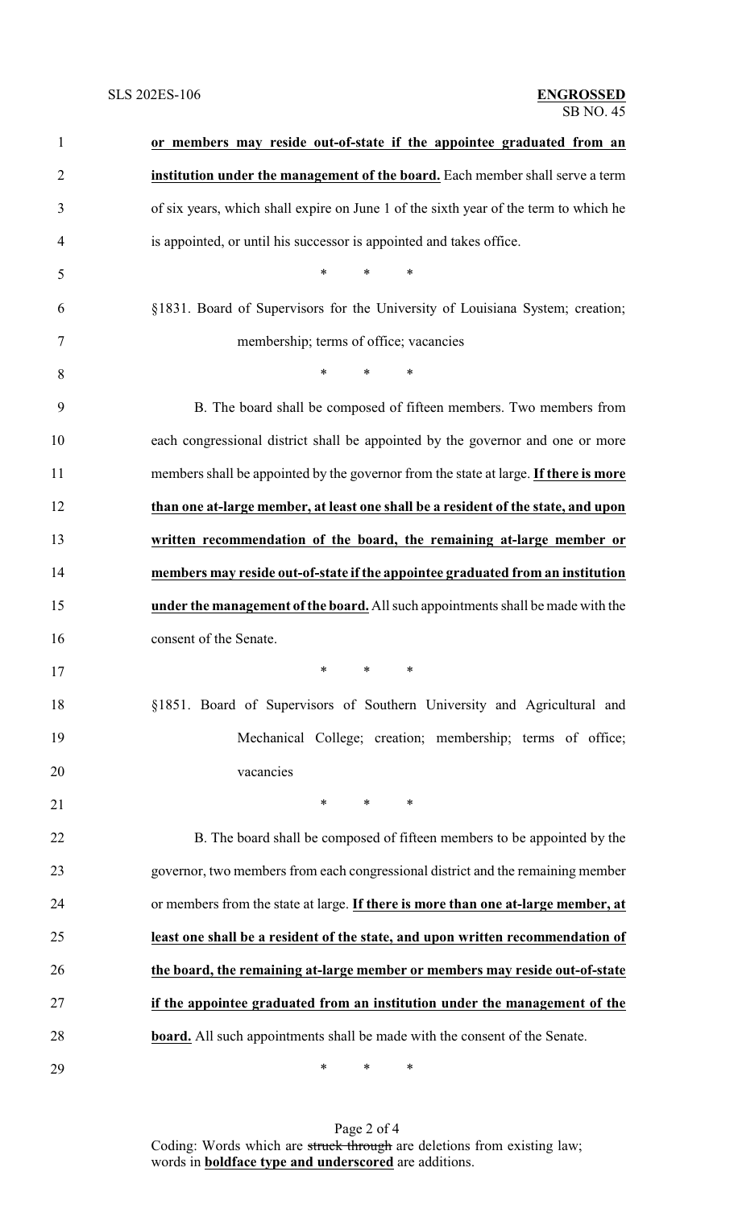**or members may reside out-of-state if the appointee graduated from an institution under the management of the board.** Each member shall serve a term of six years, which shall expire on June 1 of the sixth year of the term to which he is appointed, or until his successor is appointed and takes office.

\* \* \*

§1831. Board of Supervisors for the University of Louisiana System; creation; membership; terms of office; vacancies

\* \* \*

B. The board shall be composed of fifteen members. Two members from each congressional district shall be appointed by the governor and one or more members shall be appointed by the governor from the state at large. **If there is more than one at-large member, at least one shall be a resident of the state, and upon written recommendation of the board, the remaining at-large member or members may reside out-of-state if the appointee graduated from an institution under the management of the board.** All such appointments shall be made with the consent of the Senate.

\* \* \*

§1851. Board of Supervisors of Southern University and Agricultural and Mechanical College; creation; membership; terms of office; vacancies

\* \* \*

B. The board shall be composed of fifteen members to be appointed by the governor, two members from each congressional district and the remaining member or members from the state at large. **If there is more than one at-large member, at least one shall be a resident of the state, and upon written recommendation of the board, the remaining at-large member or members may reside out-of-state if the appointee graduated from an institution under the management of the board.** All such appointments shall be made with the consent of the Senate.

\* \* \*

Coding: Words which are ~~struck through~~ are deletions from existing law; words in **boldface type and underscored** are additions.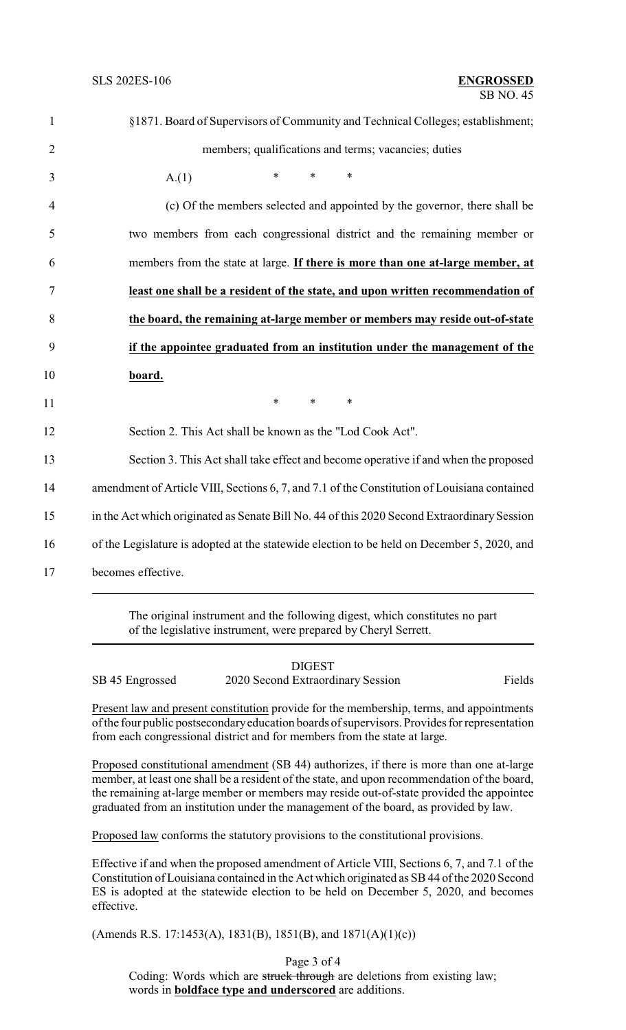§1871. Board of Supervisors of Community and Technical Colleges; establishment; members; qualifications and terms; vacancies; duties

A.(1) * * *

(c) Of the members selected and appointed by the governor, there shall be two members from each congressional district and the remaining member or members from the state at large. **If there is more than one at-large member, at least one shall be a resident of the state, and upon written recommendation of the board, the remaining at-large member or members may reside out-of-state if the appointee graduated from an institution under the management of the board.**

\* * *

Section 2. This Act shall be known as the "Lod Cook Act".

Section 3. This Act shall take effect and become operative if and when the proposed amendment of Article VIII, Sections 6, 7, and 7.1 of the Constitution of Louisiana contained in the Act which originated as Senate Bill No. 44 of this 2020 Second Extraordinary Session of the Legislature is adopted at the statewide election to be held on December 5, 2020, and becomes effective.

---

The original instrument and the following digest, which constitutes no part of the legislative instrument, were prepared by Cheryl Serrett.

---

DIGEST

SB 45 Engrossed — 2020 Second Extraordinary Session — Fields

Present law and present constitution provide for the membership, terms, and appointments of the four public postsecondary education boards of supervisors. Provides for representation from each congressional district and for members from the state at large.

Proposed constitutional amendment (SB 44) authorizes, if there is more than one at-large member, at least one shall be a resident of the state, and upon recommendation of the board, the remaining at-large member or members may reside out-of-state provided the appointee graduated from an institution under the management of the board, as provided by law.

Proposed law conforms the statutory provisions to the constitutional provisions.

Effective if and when the proposed amendment of Article VIII, Sections 6, 7, and 7.1 of the Constitution of Louisiana contained in the Act which originated as SB 44 of the 2020 Second ES is adopted at the statewide election to be held on December 5, 2020, and becomes effective.

(Amends R.S. 17:1453(A), 1831(B), 1851(B), and 1871(A)(1)(c))

Coding: Words which are ~~struck through~~ are deletions from existing law; words in **boldface type and underscored** are additions.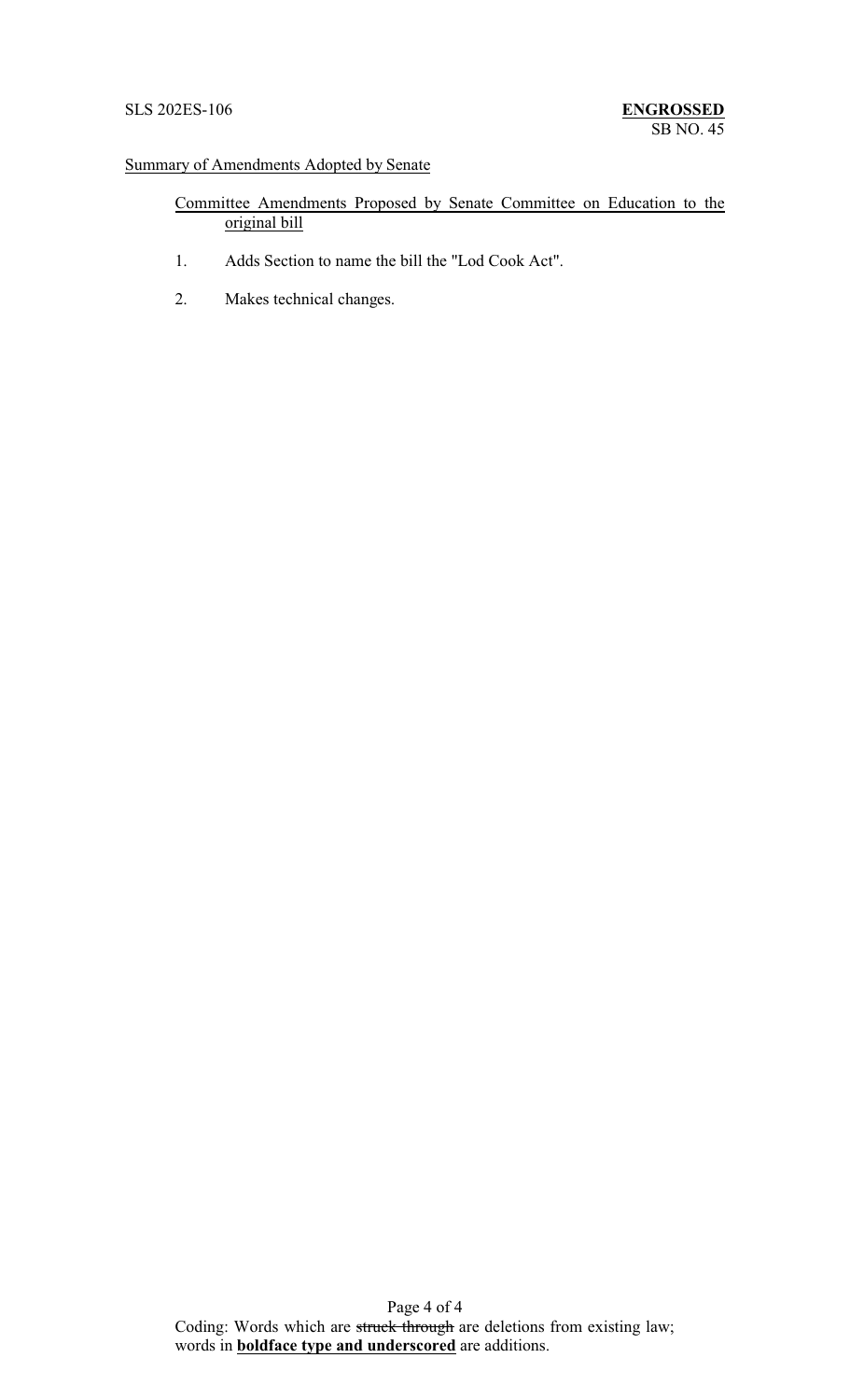Summary of Amendments Adopted by Senate

Committee Amendments Proposed by Senate Committee on Education to the original bill

1. Adds Section to name the bill the "Lod Cook Act".

2. Makes technical changes.